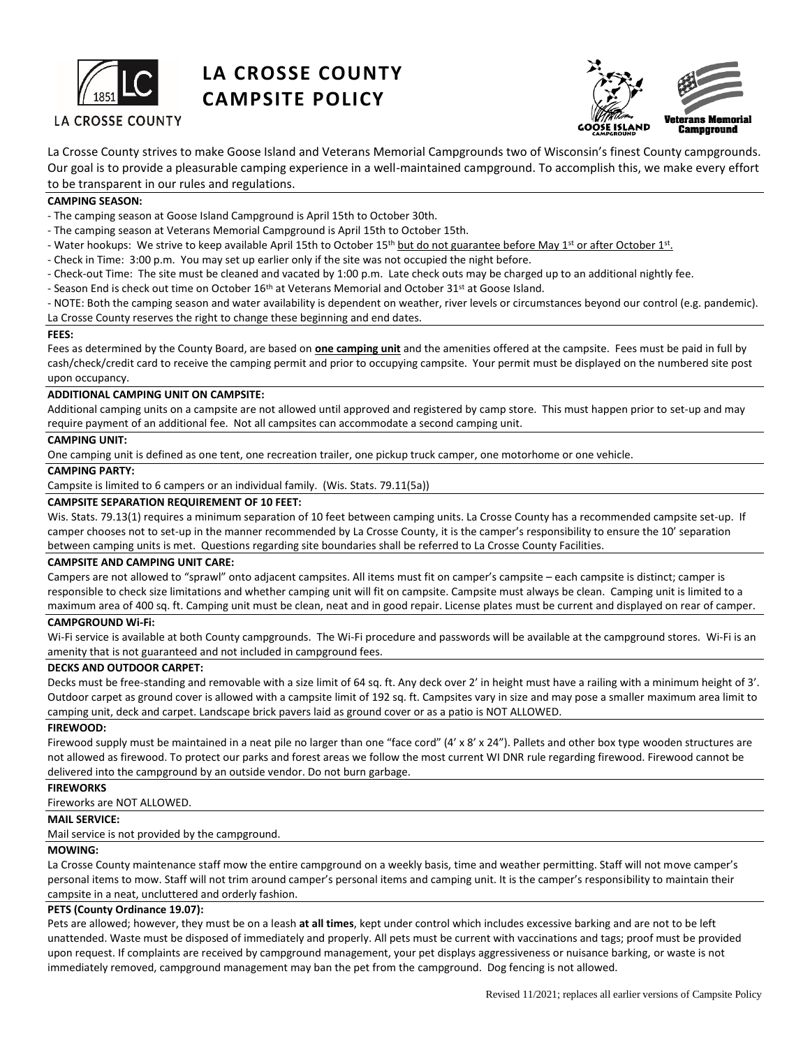# LA CROSSE COUNTY CAMPSITE POLICY

La Crosse County strives to make Goose Island and Veterans Memorial Campgrounds two of Wisconsin's finest County campgrounds. Our goal is to provide a pleasurable camping experience in a well-maintained campground. To accomplish this, we make every effort to be transparent in our rules and regulations.

**CAMPING SEASON:**

- The camping season at Goose Island Campground is April 15th to October 30th.
- The camping season at Veterans Memorial Campground is April 15th to October 15th.
- Water hookups: We strive to keep available April 15th to October 15th but do not guarantee before May 1st or after October 1st.
- Check in Time: 3:00 p.m. You may set up earlier only if the site was not occupied the night before.
- Check-out Time: The site must be cleaned and vacated by 1:00 p.m. Late check outs may be charged up to an additional nightly fee.
- Season End is check out time on October 16th at Veterans Memorial and October 31st at Goose Island.
- NOTE: Both the camping season and water availability is dependent on weather, river levels or circumstances beyond our control (e.g. pandemic). La Crosse County reserves the right to change these beginning and end dates.

**FEES:**

Fees as determined by the County Board, are based on **one camping unit** and the amenities offered at the campsite. Fees must be paid in full by cash/check/credit card to receive the camping permit and prior to occupying campsite. Your permit must be displayed on the numbered site post upon occupancy.

**ADDITIONAL CAMPING UNIT ON CAMPSITE:**

Additional camping units on a campsite are not allowed until approved and registered by camp store. This must happen prior to set-up and may require payment of an additional fee. Not all campsites can accommodate a second camping unit.

**CAMPING UNIT:**

One camping unit is defined as one tent, one recreation trailer, one pickup truck camper, one motorhome or one vehicle.

**CAMPING PARTY:**

Campsite is limited to 6 campers or an individual family. (Wis. Stats. 79.11(5a))

**CAMPSITE SEPARATION REQUIREMENT OF 10 FEET:**

Wis. Stats. 79.13(1) requires a minimum separation of 10 feet between camping units. La Crosse County has a recommended campsite set-up. If camper chooses not to set-up in the manner recommended by La Crosse County, it is the camper's responsibility to ensure the 10' separation between camping units is met. Questions regarding site boundaries shall be referred to La Crosse County Facilities.

**CAMPSITE AND CAMPING UNIT CARE:**

Campers are not allowed to "sprawl" onto adjacent campsites. All items must fit on camper's campsite – each campsite is distinct; camper is responsible to check size limitations and whether camping unit will fit on campsite. Campsite must always be clean. Camping unit is limited to a maximum area of 400 sq. ft. Camping unit must be clean, neat and in good repair. License plates must be current and displayed on rear of camper.

**CAMPGROUND Wi-Fi:**

Wi-Fi service is available at both County campgrounds. The Wi-Fi procedure and passwords will be available at the campground stores. Wi-Fi is an amenity that is not guaranteed and not included in campground fees.

**DECKS AND OUTDOOR CARPET:**

Decks must be free-standing and removable with a size limit of 64 sq. ft. Any deck over 2' in height must have a railing with a minimum height of 3'. Outdoor carpet as ground cover is allowed with a campsite limit of 192 sq. ft. Campsites vary in size and may pose a smaller maximum area limit to camping unit, deck and carpet. Landscape brick pavers laid as ground cover or as a patio is NOT ALLOWED.

**FIREWOOD:**

Firewood supply must be maintained in a neat pile no larger than one "face cord" (4' x 8' x 24"). Pallets and other box type wooden structures are not allowed as firewood. To protect our parks and forest areas we follow the most current WI DNR rule regarding firewood. Firewood cannot be delivered into the campground by an outside vendor. Do not burn garbage.

**FIREWORKS**

Fireworks are NOT ALLOWED.

**MAIL SERVICE:**

Mail service is not provided by the campground.

**MOWING:**

La Crosse County maintenance staff mow the entire campground on a weekly basis, time and weather permitting. Staff will not move camper's personal items to mow. Staff will not trim around camper's personal items and camping unit. It is the camper's responsibility to maintain their campsite in a neat, uncluttered and orderly fashion.

**PETS (County Ordinance 19.07):**

Pets are allowed; however, they must be on a leash **at all times**, kept under control which includes excessive barking and are not to be left unattended. Waste must be disposed of immediately and properly. All pets must be current with vaccinations and tags; proof must be provided upon request. If complaints are received by campground management, your pet displays aggressiveness or nuisance barking, or waste is not immediately removed, campground management may ban the pet from the campground. Dog fencing is not allowed.

Revised 11/2021; replaces all earlier versions of Campsite Policy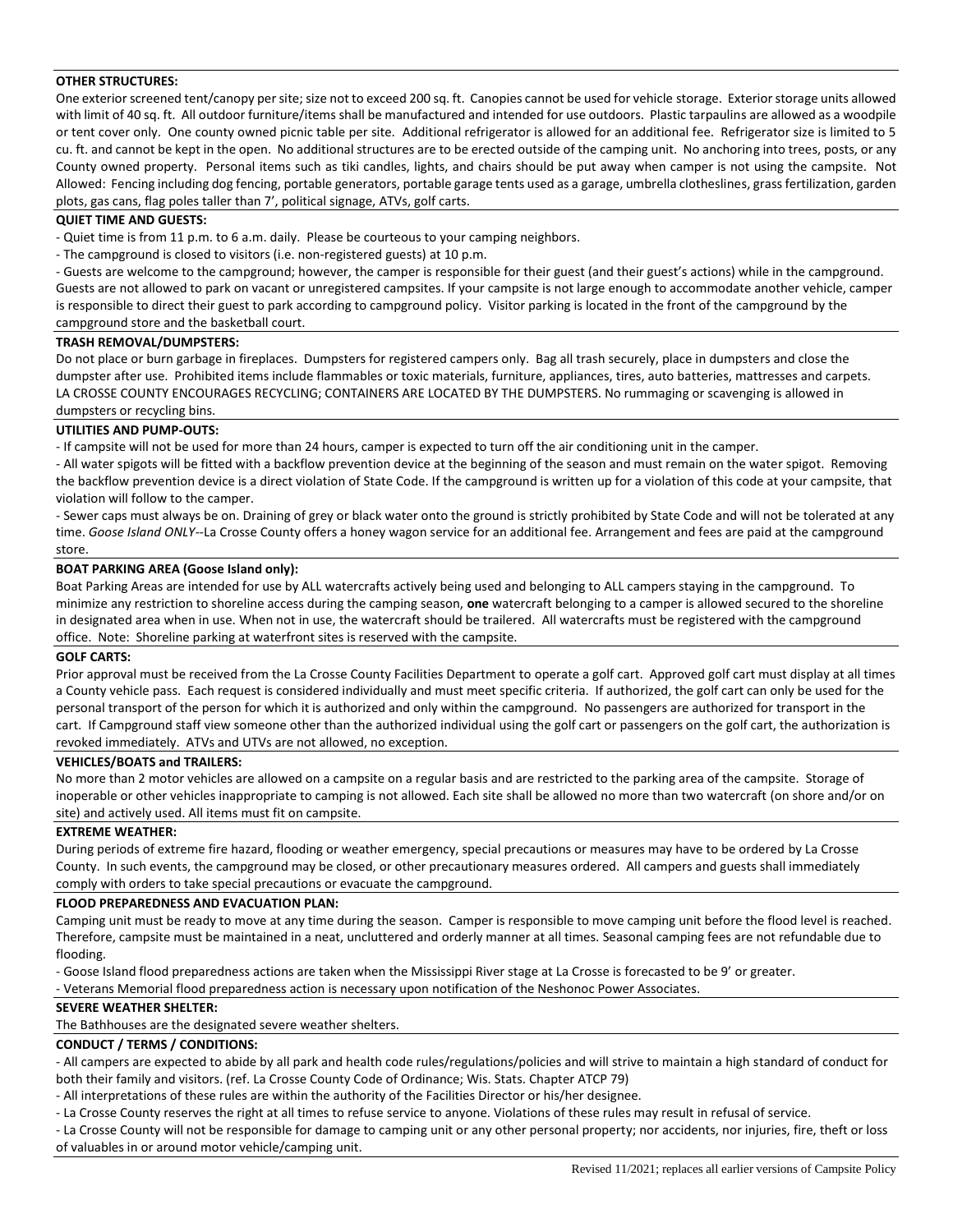**OTHER STRUCTURES:**

One exterior screened tent/canopy per site; size not to exceed 200 sq. ft. Canopies cannot be used for vehicle storage. Exterior storage units allowed with limit of 40 sq. ft. All outdoor furniture/items shall be manufactured and intended for use outdoors. Plastic tarpaulins are allowed as a woodpile or tent cover only. One county owned picnic table per site. Additional refrigerator is allowed for an additional fee. Refrigerator size is limited to 5 cu. ft. and cannot be kept in the open. No additional structures are to be erected outside of the camping unit. No anchoring into trees, posts, or any County owned property. Personal items such as tiki candles, lights, and chairs should be put away when camper is not using the campsite. Not Allowed: Fencing including dog fencing, portable generators, portable garage tents used as a garage, umbrella clotheslines, grass fertilization, garden plots, gas cans, flag poles taller than 7', political signage, ATVs, golf carts.

**QUIET TIME AND GUESTS:**

- Quiet time is from 11 p.m. to 6 a.m. daily. Please be courteous to your camping neighbors.
- The campground is closed to visitors (i.e. non-registered guests) at 10 p.m.
- Guests are welcome to the campground; however, the camper is responsible for their guest (and their guest's actions) while in the campground. Guests are not allowed to park on vacant or unregistered campsites. If your campsite is not large enough to accommodate another vehicle, camper is responsible to direct their guest to park according to campground policy. Visitor parking is located in the front of the campground by the campground store and the basketball court.

**TRASH REMOVAL/DUMPSTERS:**

Do not place or burn garbage in fireplaces. Dumpsters for registered campers only. Bag all trash securely, place in dumpsters and close the dumpster after use. Prohibited items include flammables or toxic materials, furniture, appliances, tires, auto batteries, mattresses and carpets. LA CROSSE COUNTY ENCOURAGES RECYCLING; CONTAINERS ARE LOCATED BY THE DUMPSTERS. No rummaging or scavenging is allowed in dumpsters or recycling bins.

**UTILITIES AND PUMP-OUTS:**

- If campsite will not be used for more than 24 hours, camper is expected to turn off the air conditioning unit in the camper.
- All water spigots will be fitted with a backflow prevention device at the beginning of the season and must remain on the water spigot. Removing the backflow prevention device is a direct violation of State Code. If the campground is written up for a violation of this code at your campsite, that violation will follow to the camper.
- Sewer caps must always be on. Draining of grey or black water onto the ground is strictly prohibited by State Code and will not be tolerated at any time. *Goose Island ONLY*--La Crosse County offers a honey wagon service for an additional fee. Arrangement and fees are paid at the campground store.

**BOAT PARKING AREA (Goose Island only):**

Boat Parking Areas are intended for use by ALL watercrafts actively being used and belonging to ALL campers staying in the campground. To minimize any restriction to shoreline access during the camping season, **one** watercraft belonging to a camper is allowed secured to the shoreline in designated area when in use. When not in use, the watercraft should be trailered. All watercrafts must be registered with the campground office. Note: Shoreline parking at waterfront sites is reserved with the campsite.

**GOLF CARTS:**

Prior approval must be received from the La Crosse County Facilities Department to operate a golf cart. Approved golf cart must display at all times a County vehicle pass. Each request is considered individually and must meet specific criteria. If authorized, the golf cart can only be used for the personal transport of the person for which it is authorized and only within the campground. No passengers are authorized for transport in the cart. If Campground staff view someone other than the authorized individual using the golf cart or passengers on the golf cart, the authorization is revoked immediately. ATVs and UTVs are not allowed, no exception.

**VEHICLES/BOATS and TRAILERS:**

No more than 2 motor vehicles are allowed on a campsite on a regular basis and are restricted to the parking area of the campsite. Storage of inoperable or other vehicles inappropriate to camping is not allowed. Each site shall be allowed no more than two watercraft (on shore and/or on site) and actively used. All items must fit on campsite.

**EXTREME WEATHER:**

During periods of extreme fire hazard, flooding or weather emergency, special precautions or measures may have to be ordered by La Crosse County. In such events, the campground may be closed, or other precautionary measures ordered. All campers and guests shall immediately comply with orders to take special precautions or evacuate the campground.

**FLOOD PREPAREDNESS AND EVACUATION PLAN:**

Camping unit must be ready to move at any time during the season. Camper is responsible to move camping unit before the flood level is reached. Therefore, campsite must be maintained in a neat, uncluttered and orderly manner at all times. Seasonal camping fees are not refundable due to flooding.

- Goose Island flood preparedness actions are taken when the Mississippi River stage at La Crosse is forecasted to be 9' or greater.
- Veterans Memorial flood preparedness action is necessary upon notification of the Neshonoc Power Associates.

**SEVERE WEATHER SHELTER:**

The Bathhouses are the designated severe weather shelters.

**CONDUCT / TERMS / CONDITIONS:**

- All campers are expected to abide by all park and health code rules/regulations/policies and will strive to maintain a high standard of conduct for both their family and visitors. (ref. La Crosse County Code of Ordinance; Wis. Stats. Chapter ATCP 79)
- All interpretations of these rules are within the authority of the Facilities Director or his/her designee.
- La Crosse County reserves the right at all times to refuse service to anyone. Violations of these rules may result in refusal of service.
- La Crosse County will not be responsible for damage to camping unit or any other personal property; nor accidents, nor injuries, fire, theft or loss of valuables in or around motor vehicle/camping unit.

Revised 11/2021; replaces all earlier versions of Campsite Policy